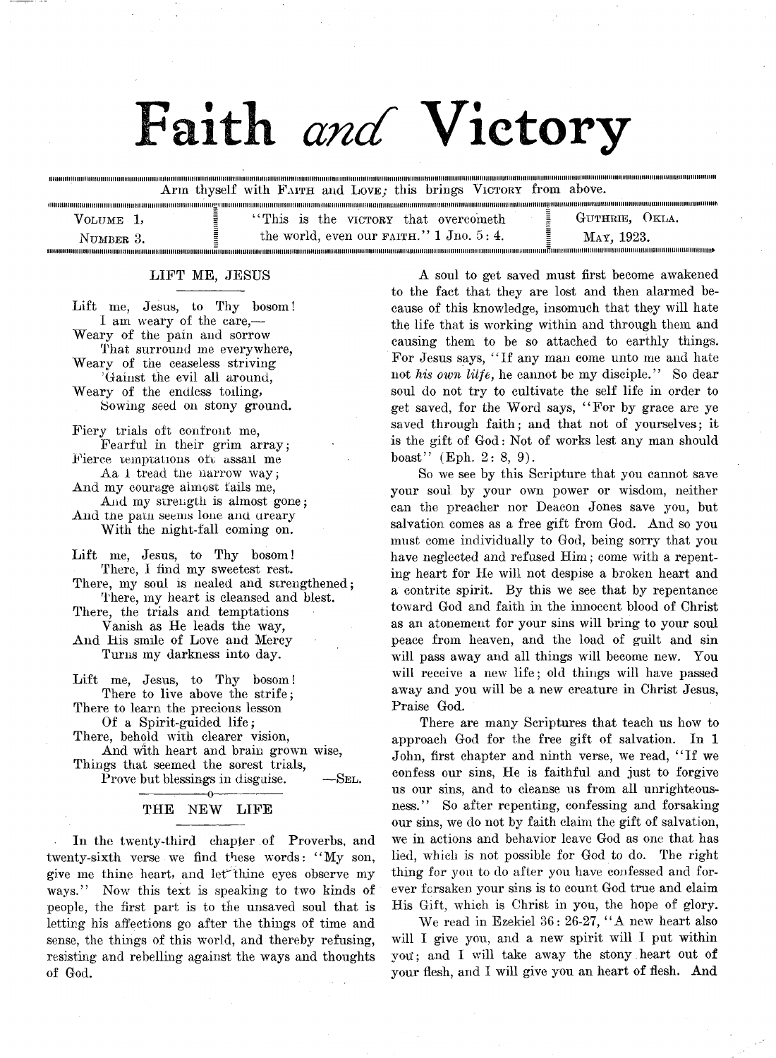# Faith and Victory

Arm thyself with FAITH and LOVE; this brings VICTORY from above.

VOLUME 1, NUMBER 3. | "This is the VICTORY that overcometh the world, even our FAITH." 1 Jno. 5: 4. | GUTHRIE, OKLA. MAY, 1923.

## LIFT ME, JESUS

Lift me, Jesus, to Thy bosom!
I am weary of the care,—
Weary of the pain and sorrow
That surround me everywhere,
Weary of the ceaseless striving
'Gainst the evil all around,
Weary of the endless toiling,
Sowing seed on stony ground.

Fiery trials oft confront me,
Fearful in their grim array;
Fierce temptations oft assail me
Aa I tread the narrow way;
And my courage almost fails me,
And my strength is almost gone;
And the path seems lone and dreary
With the night-fall coming on.

Lift me, Jesus, to Thy bosom!
There, I find my sweetest rest.
There, my soul is healed and strengthened;
There, my heart is cleansed and blest.
There, the trials and temptations
Vanish as He leads the way,
And His smile of Love and Mercy
Turns my darkness into day.

Lift me, Jesus, to Thy bosom!
There to live above the strife;
There to learn the precious lesson
Of a Spirit-guided life;
There, behold with clearer vision,
And with heart and brain grown wise,
Things that seemed the sorest trials,
Prove but blessings in disguise. —SEL.

## THE NEW LIFE

In the twenty-third chapter of Proverbs, and twenty-sixth verse we find these words: "My son, give me thine heart, and let thine eyes observe my ways." Now this text is speaking to two kinds of people, the first part is to the unsaved soul that is letting his affections go after the things of time and sense, the things of this world, and thereby refusing, resisting and rebelling against the ways and thoughts of God.

A soul to get saved must first become awakened to the fact that they are lost and then alarmed because of this knowledge, insomuch that they will hate the life that is working within and through them and causing them to be so attached to earthly things. For Jesus says, "If any man come unto me and hate not *his own lilfe*, he cannot be my disciple." So dear soul do not try to cultivate the self life in order to get saved, for the Word says, "For by grace are ye saved through faith; and that not of yourselves; it is the gift of God: Not of works lest any man should boast" (Eph. 2: 8, 9).

So we see by this Scripture that you cannot save your soul by your own power or wisdom, neither can the preacher nor Deacon Jones save you, but salvation comes as a free gift from God. And so you must come individually to God, being sorry that you have neglected and refused Him; come with a repenting heart for He will not despise a broken heart and a contrite spirit. By this we see that by repentance toward God and faith in the innocent blood of Christ as an atonement for your sins will bring to your soul peace from heaven, and the load of guilt and sin will pass away and all things will become new. You will receive a new life; old things will have passed away and you will be a new creature in Christ Jesus, Praise God.

There are many Scriptures that teach us how to approach God for the free gift of salvation. In 1 John, first chapter and ninth verse, we read, "If we confess our sins, He is faithful and just to forgive us our sins, and to cleanse us from all unrighteousness." So after repenting, confessing and forsaking our sins, we do not by faith claim the gift of salvation, we in actions and behavior leave God as one that has lied, which is not possible for God to do. The right thing for you to do after you have confessed and forever forsaken your sins is to count God true and claim His Gift, which is Christ in you, the hope of glory.

We read in Ezekiel 36: 26-27, "A new heart also will I give you, and a new spirit will I put within you; and I will take away the stony heart out of your flesh, and I will give you an heart of flesh. And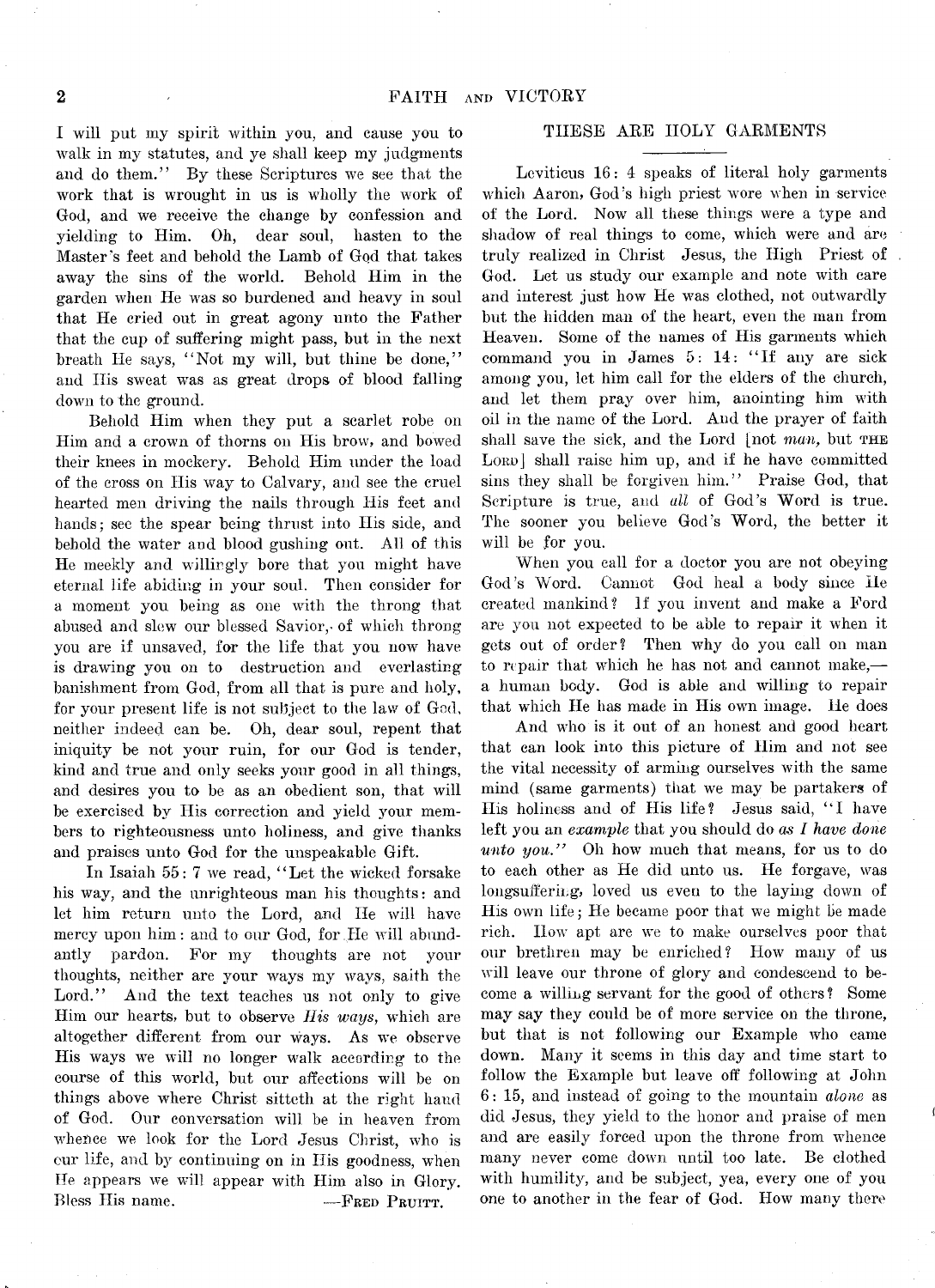I will put my spirit within you, and cause you to walk in my statutes, and ye shall keep my judgments and do them." By these Scriptures we see that the work that is wrought in us is wholly the work of God, and we receive the change by confession and yielding to Him. Oh, dear soul, hasten to the Master's feet and behold the Lamb of God that takes away the sins of the world. Behold Him in the garden when He was so burdened and heavy in soul that He cried out in great agony unto the Father that the cup of suffering might pass, but in the next breath He says, "Not my will, but thine be done," and His sweat was as great drops of blood falling down to the ground.

Behold Him when they put a scarlet robe on Him and a crown of thorns on His brow, and bowed their knees in mockery. Behold Him under the load of the cross on His way to Calvary, and see the cruel hearted men driving the nails through His feet and hands; see the spear being thrust into His side, and behold the water and blood gushing out. All of this He meekly and willingly bore that you might have eternal life abiding in your soul. Then consider for a moment you being as one with the throng that abused and slew our blessed Savior, of which throng you are if unsaved, for the life that you now have is drawing you on to destruction and everlasting banishment from God, from all that is pure and holy, for your present life is not subject to the law of God, neither indeed can be. Oh, dear soul, repent that iniquity be not your ruin, for our God is tender, kind and true and only seeks your good in all things, and desires you to be as an obedient son, that will be exercised by His correction and yield your members to righteousness unto holiness, and give thanks and praises unto God for the unspeakable Gift.

In Isaiah 55: 7 we read, "Let the wicked forsake his way, and the unrighteous man his thoughts: and let him return unto the Lord, and He will have mercy upon him: and to our God, for He will abundantly pardon. For my thoughts are not your thoughts, neither are your ways my ways, saith the Lord." And the text teaches us not only to give Him our hearts, but to observe *His ways*, which are altogether different from our ways. As we observe His ways we will no longer walk according to the course of this world, but our affections will be on things above where Christ sitteth at the right hand of God. Our conversation will be in heaven from whence we look for the Lord Jesus Christ, who is our life, and by continuing on in His goodness, when He appears we will appear with Him also in Glory. Bless His name. —Fred Pruitt.

## THESE ARE HOLY GARMENTS

Leviticus 16: 4 speaks of literal holy garments which Aaron, God's high priest wore when in service of the Lord. Now all these things were a type and shadow of real things to come, which were and are truly realized in Christ Jesus, the High Priest of God. Let us study our example and note with care and interest just how He was clothed, not outwardly but the hidden man of the heart, even the man from Heaven. Some of the names of His garments which command you in James 5: 14: "If any are sick among you, let him call for the elders of the church, and let them pray over him, anointing him with oil in the name of the Lord. And the prayer of faith shall save the sick, and the Lord [not *man*, but THE LORD] shall raise him up, and if he have committed sins they shall be forgiven him." Praise God, that Scripture is true, and *all* of God's Word is true. The sooner you believe God's Word, the better it will be for you.

When you call for a doctor you are not obeying God's Word. Cannot God heal a body since He created mankind? If you invent and make a Ford are you not expected to be able to repair it when it gets out of order? Then why do you call on man to repair that which he has not and cannot make,—a human body. God is able and willing to repair that which He has made in His own image. He does

And who is it out of an honest and good heart that can look into this picture of Him and not see the vital necessity of arming ourselves with the same mind (same garments) that we may be partakers of His holiness and of His life? Jesus said, "I have left you an *example* that you should do *as I have done unto you.*" Oh how much that means, for us to do to each other as He did unto us. He forgave, was longsuffering, loved us even to the laying down of His own life; He became poor that we might be made rich. How apt are we to make ourselves poor that our brethren may be enriched? How many of us will leave our throne of glory and condescend to become a willing servant for the good of others? Some may say they could be of more service on the throne, but that is not following our Example who came down. Many it seems in this day and time start to follow the Example but leave off following at John 6: 15, and instead of going to the mountain *alone* as did Jesus, they yield to the honor and praise of men and are easily forced upon the throne from whence many never come down until too late. Be clothed with humility, and be subject, yea, every one of you one to another in the fear of God. How many there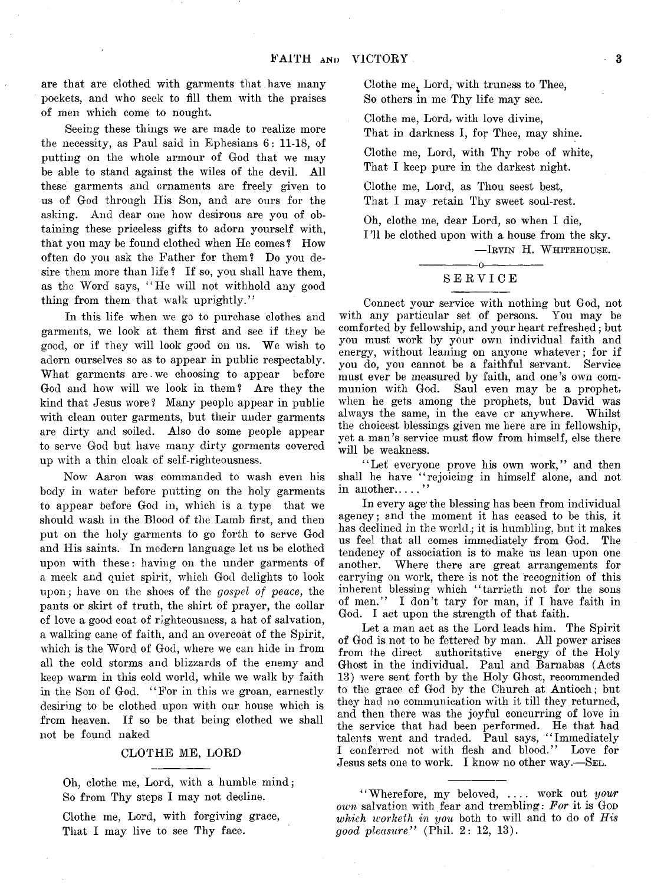are that are clothed with garments that have many pockets, and who seek to fill them with the praises of men which come to nought.

Seeing these things we are made to realize more the necessity, as Paul said in Ephesians 6: 11-18, of putting on the whole armour of God that we may be able to stand against the wiles of the devil. All these garments and ornaments are freely given to us of God through His Son, and are ours for the asking. And dear one how desirous are you of obtaining these priceless gifts to adorn yourself with, that you may be found clothed when He comes? How often do you ask the Father for them? Do you desire them more than life? If so, you shall have them, as the Word says, "He will not withhold any good thing from them that walk uprightly."

In this life when we go to purchase clothes and garments, we look at them first and see if they be good, or if they will look good on us. We wish to adorn ourselves so as to appear in public respectably. What garments are we choosing to appear before God and how will we look in them? Are they the kind that Jesus wore? Many people appear in public with clean outer garments, but their under garments are dirty and soiled. Also do some people appear to serve God but have many dirty gorments covered up with a thin cloak of self-righteousness.

Now Aaron was commanded to wash even his body in water before putting on the holy garments to appear before God in, which is a type that we should wash in the Blood of the Lamb first, and then put on the holy garments to go forth to serve God and His saints. In modern language let us be clothed upon with these: having on the under garments of a meek and quiet spirit, which God delights to look upon; have on the shoes of the *gospel of peace,* the pants or skirt of truth, the shirt of prayer, the collar of love a good coat of righteousness, a hat of salvation, a walking cane of faith, and an overcoat of the Spirit, which is the Word of God, where we can hide in from all the cold storms and blizzards of the enemy and keep warm in this cold world, while we walk by faith in the Son of God. "For in this we groan, earnestly desiring to be clothed upon with our house which is from heaven. If so be that being clothed we shall not be found naked

## CLOTHE ME, LORD

Oh, clothe me, Lord, with a humble mind;
So from Thy steps I may not decline.

Clothe me, Lord, with forgiving grace,
That I may live to see Thy face.

Clothe me, Lord, with truness to Thee,
So others in me Thy life may see.

Clothe me, Lord, with love divine,
That in darkness I, for Thee, may shine.

Clothe me, Lord, with Thy robe of white,
That I keep pure in the darkest night.

Clothe me, Lord, as Thou seest best,
That I may retain Thy sweet soul-rest.

Oh, clothe me, dear Lord, so when I die,
I'll be clothed upon with a house from the sky.

—IRVIN H. WHITEHOUSE.

## SERVICE

Connect your service with nothing but God, not with any particular set of persons. You may be comforted by fellowship, and your heart refreshed; but you must work by your own individual faith and energy, without leaning on anyone whatever; for if you do, you cannot be a faithful servant. Service must ever be measured by faith, and one's own communion with God. Saul even may be a prophet, when he gets among the prophets, but David was always the same, in the cave or anywhere. Whilst the choicest blessings given me here are in fellowship, yet a man's service must flow from himself, else there will be weakness.

"Let everyone prove his own work," and then shall he have "rejoicing in himself alone, and not in another....."

In every age the blessing has been from individual agency; and the moment it has ceased to be this, it has declined in the world; it is humbling, but it makes us feel that all comes immediately from God. The tendency of association is to make us lean upon one another. Where there are great arrangements for carrying on work, there is not the recognition of this inherent blessing which "tarrieth not for the sons of men." I don't tary for man, if I have faith in God. I act upon the strength of that faith.

Let a man act as the Lord leads him. The Spirit of God is not to be fettered by man. All power arises from the direct authoritative energy of the Holy Ghost in the individual. Paul and Barnabas (Acts 13) were sent forth by the Holy Ghost, recommended to the grace of God by the Church at Antioch; but they had no communication with it till they returned, and then there was the joyful concurring of love in the service that had been performed. He that had talents went and traded. Paul says, "Immediately I conferred not with flesh and blood." Love for Jesus sets one to work. I know no other way.—SEL.

"Wherefore, my beloved, .... work out *your own* salvation with fear and trembling: *For* it is GOD *which worketh in you* both to will and to do of *His good pleasure*" (Phil. 2: 12, 13).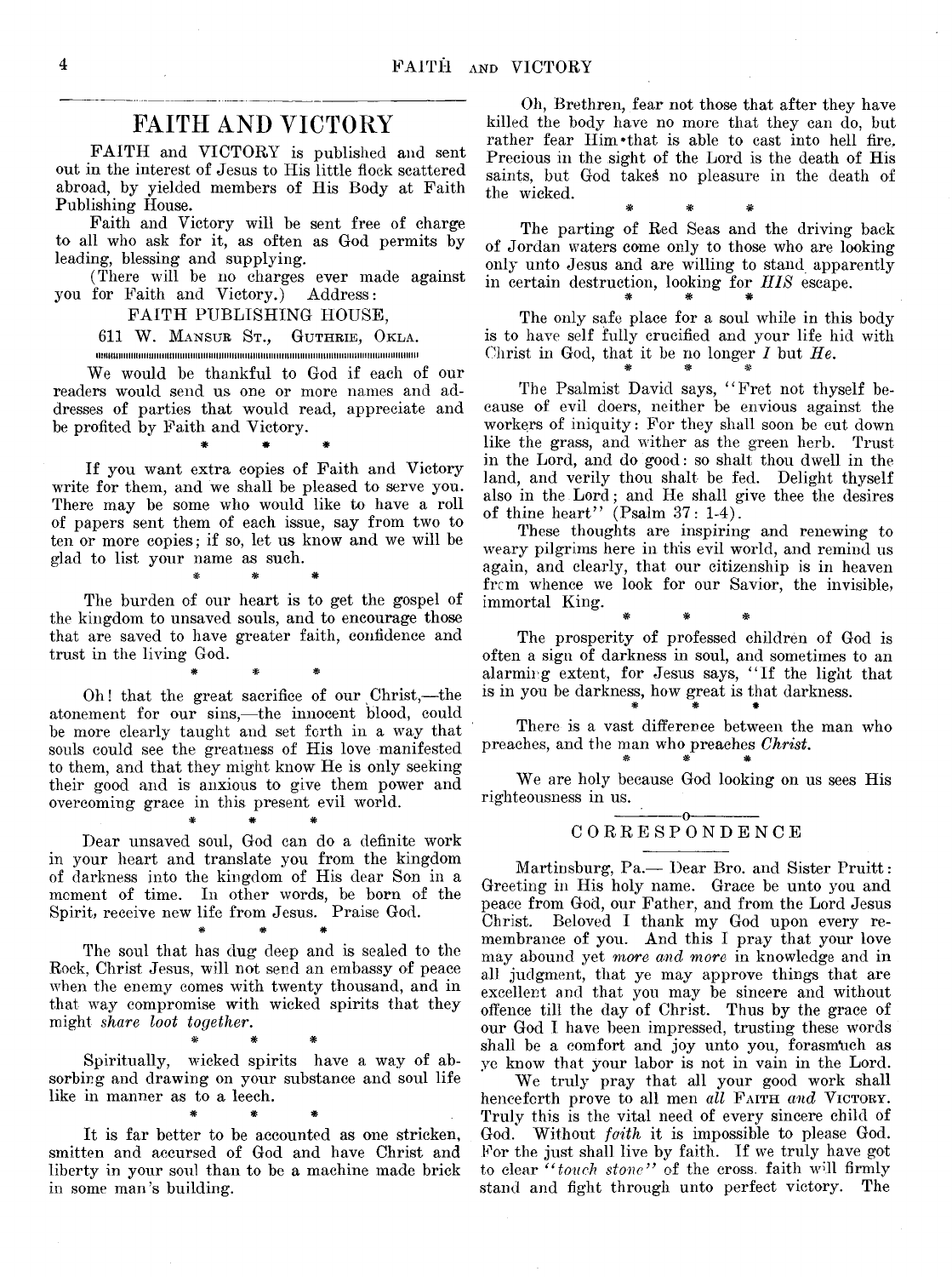## FAITH AND VICTORY

FAITH and VICTORY is published and sent out in the interest of Jesus to His little flock scattered abroad, by yielded members of His Body at Faith Publishing House.

Faith and Victory will be sent free of charge to all who ask for it, as often as God permits by leading, blessing and supplying.

(There will be no charges ever made against you for Faith and Victory.) Address:

FAITH PUBLISHING HOUSE,
611 W. MANSUR ST., GUTHRIE, OKLA.

We would be thankful to God if each of our readers would send us one or more names and addresses of parties that would read, appreciate and be profited by Faith and Victory.

\* \* \*

If you want extra copies of Faith and Victory write for them, and we shall be pleased to serve you. There may be some who would like to have a roll of papers sent them of each issue, say from two to ten or more copies; if so, let us know and we will be glad to list your name as such.

\* \* \*

The burden of our heart is to get the gospel of the kingdom to unsaved souls, and to encourage those that are saved to have greater faith, confidence and trust in the living God.

\* \* \*

Oh! that the great sacrifice of our Christ,—the atonement for our sins,—the innocent blood, could be more clearly taught and set forth in a way that souls could see the greatness of His love manifested to them, and that they might know He is only seeking their good and is anxious to give them power and overcoming grace in this present evil world.

\* \* \*

Dear unsaved soul, God can do a definite work in your heart and translate you from the kingdom of darkness into the kingdom of His dear Son in a moment of time. In other words, be born of the Spirit, receive new life from Jesus. Praise God.

\* \* \*

The soul that has dug deep and is sealed to the Rock, Christ Jesus, will not send an embassy of peace when the enemy comes with twenty thousand, and in that way compromise with wicked spirits that they might *share loot together.*

\* \* \*

Spiritually, wicked spirits have a way of absorbing and drawing on your substance and soul life like in manner as to a leech.

\* \* \*

It is far better to be accounted as one stricken, smitten and accursed of God and have Christ and liberty in your soul than to be a machine made brick in some man's building.

Oh, Brethren, fear not those that after they have killed the body have no more that they can do, but rather fear Him that is able to cast into hell fire. Precious in the sight of the Lord is the death of His saints, but God takes no pleasure in the death of the wicked.

\* \* \*

The parting of Red Seas and the driving back of Jordan waters come only to those who are looking only unto Jesus and are willing to stand apparently in certain destruction, looking for *HIS* escape.

\* \* \*

The only safe place for a soul while in this body is to have self fully crucified and your life hid with Christ in God, that it be no longer *I* but *He.*

\* \* \*

The Psalmist David says, "Fret not thyself because of evil doers, neither be envious against the workers of iniquity: For they shall soon be cut down like the grass, and wither as the green herb. Trust in the Lord, and do good: so shalt thou dwell in the land, and verily thou shalt be fed. Delight thyself also in the Lord; and He shall give thee the desires of thine heart" (Psalm 37: 1-4).

These thoughts are inspiring and renewing to weary pilgrims here in this evil world, and remind us again, and clearly, that our citizenship is in heaven from whence we look for our Savior, the invisible, immortal King.

\* \* \*

The prosperity of professed children of God is often a sign of darkness in soul, and sometimes to an alarming extent, for Jesus says, "If the light that is in you be darkness, how great is that darkness.

\* \* \*

There is a vast difference between the man who preaches, and the man who preaches *Christ.*

\* \* \*

We are holy because God looking on us sees His righteousness in us.

### CORRESPONDENCE

Martinsburg, Pa.— Dear Bro. and Sister Pruitt: Greeting in His holy name. Grace be unto you and peace from God, our Father, and from the Lord Jesus Christ. Beloved I thank my God upon every remembrance of you. And this I pray that your love may abound yet *more and more* in knowledge and in all judgment, that ye may approve things that are excellent and that you may be sincere and without offence till the day of Christ. Thus by the grace of our God I have been impressed, trusting these words shall be a comfort and joy unto you, forasmuch as ye know that your labor is not in vain in the Lord.

We truly pray that all your good work shall henceforth prove to all men *all* FAITH *and* VICTORY. Truly this is the vital need of every sincere child of God. Without *faith* it is impossible to please God. For the just shall live by faith. If we truly have got to clear *"touch stone"* of the cross. faith will firmly stand and fight through unto perfect victory. The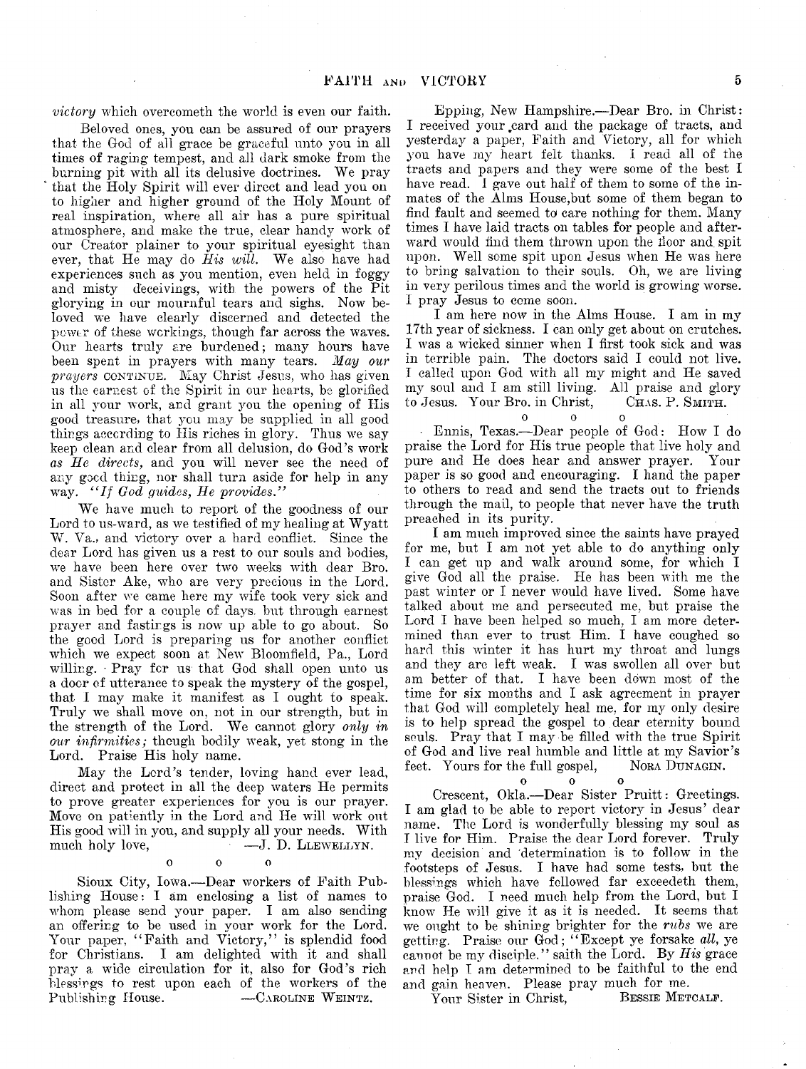*victory* which overcometh the world is even our faith.

Beloved ones, you can be assured of our prayers that the God of all grace be graceful unto you in all times of raging tempest, and all dark smoke from the burning pit with all its delusive doctrines. We pray that the Holy Spirit will ever direct and lead you on to higher and higher ground of the Holy Mount of real inspiration, where all air has a pure spiritual atmosphere, and make the true, clear handy work of our Creator plainer to your spiritual eyesight than ever, that He may do *His will*. We also have had experiences such as you mention, even held in foggy and misty deceivings, with the powers of the Pit glorying in our mournful tears and sighs. Now beloved we have clearly discerned and detected the power of these workings, though far across the waves. Our hearts truly are burdened; many hours have been spent in prayers with many tears. *May our prayers* CONTINUE. May Christ Jesus, who has given us the earnest of the Spirit in our hearts, be glorified in all your work, and grant you the opening of His good treasure, that you may be supplied in all good things according to His riches in glory. Thus we say keep clean and clear from all delusion, do God's work *as He directs*, and you will never see the need of any good thing, nor shall turn aside for help in any way. *"If God guides, He provides."*

We have much to report of the goodness of our Lord to us-ward, as we testified of my healing at Wyatt W. Va., and victory over a hard conflict. Since the dear Lord has given us a rest to our souls and bodies, we have been here over two weeks with dear Bro. and Sister Ake, who are very precious in the Lord. Soon after we came here my wife took very sick and was in bed for a couple of days, but through earnest prayer and fastings is now up able to go about. So the good Lord is preparing us for another conflict which we expect soon at New Bloomfield, Pa., Lord willing. Pray for us that God shall open unto us a door of utterance to speak the mystery of the gospel, that I may make it manifest as I ought to speak. Truly we shall move on, not in our strength, but in the strength of the Lord. We cannot glory *only in our infirmities;* though bodily weak, yet stong in the Lord. Praise His holy name.

May the Lord's tender, loving hand ever lead, direct and protect in all the deep waters He permits to prove greater experiences for you is our prayer. Move on patiently in the Lord and He will work out His good will in you, and supply all your needs. With much holy love, —J. D. LLEWELLYN.

o o o

Sioux City, Iowa.—Dear workers of Faith Publishing House: I am enclosing a list of names to whom please send your paper. I am also sending an offering to be used in your work for the Lord. Your paper, "Faith and Victory," is splendid food for Christians. I am delighted with it and shall pray a wide circulation for it, also for God's rich blessings to rest upon each of the workers of the Publishing House. —CAROLINE WEINTZ.

Epping, New Hampshire.—Dear Bro. in Christ: I received your card and the package of tracts, and yesterday a paper, Faith and Victory, all for which you have my heart felt thanks. I read all of the tracts and papers and they were some of the best I have read. I gave out half of them to some of the inmates of the Alms House,but some of them began to find fault and seemed to care nothing for them. Many times I have laid tracts on tables for people and afterward would find them thrown upon the floor and spit upon. Well some spit upon Jesus when He was here to bring salvation to their souls. Oh, we are living in very perilous times and the world is growing worse. I pray Jesus to come soon.

I am here now in the Alms House. I am in my 17th year of sickness. I can only get about on crutches. I was a wicked sinner when I first took sick and was in terrible pain. The doctors said I could not live. I called upon God with all my might and He saved my soul and I am still living. All praise and glory to Jesus. Your Bro. in Christ, CHAS. P. SMITH.

o o o

Ennis, Texas.—Dear people of God: How I do praise the Lord for His true people that live holy and pure and He does hear and answer prayer. Your paper is so good and encouraging. I hand the paper to others to read and send the tracts out to friends through the mail, to people that never have the truth preached in its purity.

I am much improved since the saints have prayed for me, but I am not yet able to do anything only I can get up and walk around some, for which I give God all the praise. He has been with me the past winter or I never would have lived. Some have talked about me and persecuted me, but praise the Lord I have been helped so much, I am more determined than ever to trust Him. I have coughed so hard this winter it has hurt my throat and lungs and they are left weak. I was swollen all over but am better of that. I have been down most of the time for six months and I ask agreement in prayer that God will completely heal me, for my only desire is to help spread the gospel to dear eternity bound souls. Pray that I may be filled with the true Spirit of God and live real humble and little at my Savior's feet. Yours for the full gospel, NORA DUNAGIN.

o o o

Crescent, Okla.—Dear Sister Pruitt: Greetings. I am glad to be able to report victory in Jesus' dear name. The Lord is wonderfully blessing my soul as I live for Him. Praise the dear Lord forever. Truly my decision and determination is to follow in the footsteps of Jesus. I have had some tests, but the blessings which have followed far exceedeth them, praise God. I need much help from the Lord, but I know He will give it as it is needed. It seems that we ought to be shining brighter for the *rubs* we are getting. Praise our God; "Except ye forsake *all*, ye cannot be my disciple," saith the Lord. By *His* grace and help I am determined to be faithful to the end and gain heaven. Please pray much for me.

Your Sister in Christ, BESSIE METCALF.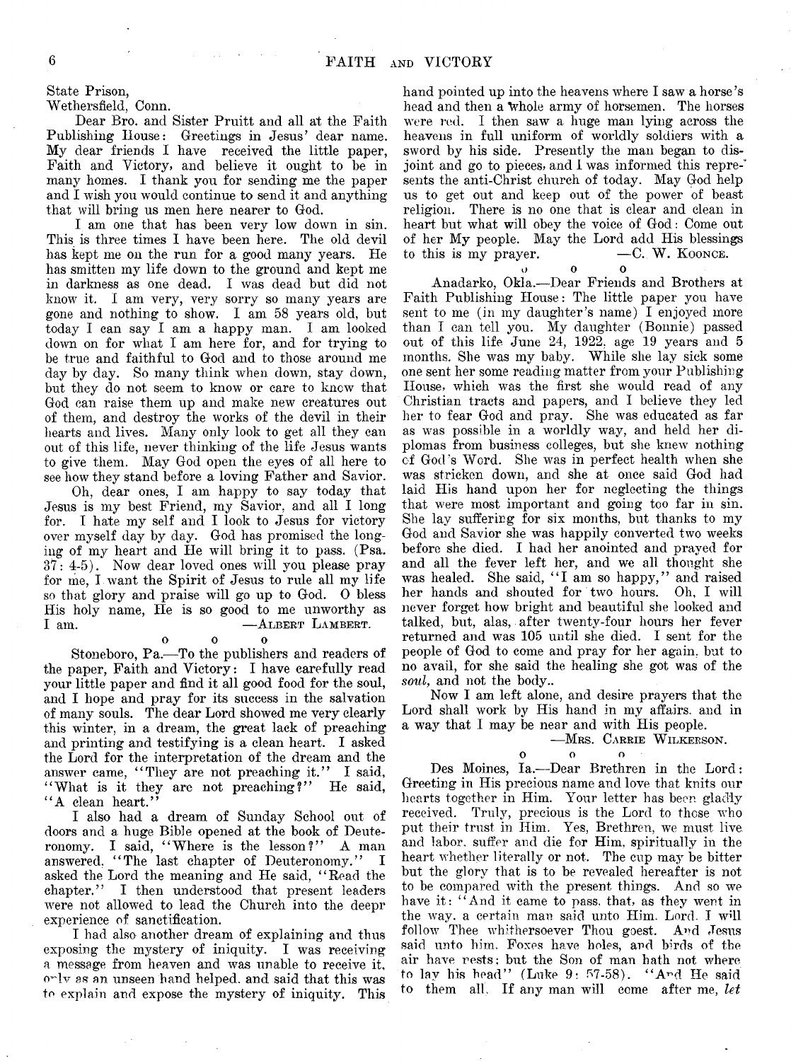State Prison,
Wethersfield, Conn.

Dear Bro. and Sister Pruitt and all at the Faith Publishing House: Greetings in Jesus' dear name. My dear friends I have received the little paper, Faith and Victory, and believe it ought to be in many homes. I thank you for sending me the paper and I wish you would continue to send it and anything that will bring us men here nearer to God.

I am one that has been very low down in sin. This is three times I have been here. The old devil has kept me on the run for a good many years. He has smitten my life down to the ground and kept me in darkness as one dead. I was dead but did not know it. I am very, very sorry so many years are gone and nothing to show. I am 58 years old, but today I can say I am a happy man. I am looked down on for what I am here for, and for trying to be true and faithful to God and to those around me day by day. So many think when down, stay down, but they do not seem to know or care to know that God can raise them up and make new creatures out of them, and destroy the works of the devil in their hearts and lives. Many only look to get all they can out of this life, never thinking of the life Jesus wants to give them. May God open the eyes of all here to see how they stand before a loving Father and Savior.

Oh, dear ones, I am happy to say today that Jesus is my best Friend, my Savior, and all I long for. I hate my self and I look to Jesus for victory over myself day by day. God has promised the longing of my heart and He will bring it to pass. (Psa. 37: 4-5). Now dear loved ones will you please pray for me, I want the Spirit of Jesus to rule all my life so that glory and praise will go up to God. O bless His holy name, He is so good to me unworthy as I am. —Albert Lambert.

o o o

Stoneboro, Pa.—To the publishers and readers of the paper, Faith and Victory: I have carefully read your little paper and find it all good food for the soul, and I hope and pray for its success in the salvation of many souls. The dear Lord showed me very clearly this winter, in a dream, the great lack of preaching and printing and testifying is a clean heart. I asked the Lord for the interpretation of the dream and the answer came, "They are not preaching it." I said, "What is it they are not preaching?" He said, "A clean heart."

I also had a dream of Sunday School out of doors and a huge Bible opened at the book of Deuteronomy. I said, "Where is the lesson?" A man answered, "The last chapter of Deuteronomy." I asked the Lord the meaning and He said, "Read the chapter." I then understood that present leaders were not allowed to lead the Church into the deepr experience of sanctification.

I had also another dream of explaining and thus exposing the mystery of iniquity. I was receiving a message from heaven and was unable to receive it, only as an unseen hand helped, and said that this was to explain and expose the mystery of iniquity. This hand pointed up into the heavens where I saw a horse's head and then a whole army of horsemen. The horses were red. I then saw a huge man lying across the heavens in full uniform of worldly soldiers with a sword by his side. Presently the man began to disjoint and go to pieces, and I was informed this represents the anti-Christ church of today. May God help us to get out and keep out of the power of beast religion. There is no one that is clear and clean in heart but what will obey the voice of God: Come out of her My people. May the Lord add His blessings to this is my prayer. —C. W. Koonce.

o o o

Anadarko, Okla.—Dear Friends and Brothers at Faith Publishing House: The little paper you have sent to me (in my daughter's name) I enjoyed more than I can tell you. My daughter (Bonnie) passed out of this life June 24, 1922, age 19 years and 5 months. She was my baby. While she lay sick some one sent her some reading matter from your Publishing House, which was the first she would read of any Christian tracts and papers, and I believe they led her to fear God and pray. She was educated as far as was possible in a worldly way, and held her diplomas from business colleges, but she knew nothing of God's Word. She was in perfect health when she was stricken down, and she at once said God had laid His hand upon her for neglecting the things that were most important and going too far in sin. She lay suffering for six months, but thanks to my God and Savior she was happily converted two weeks before she died. I had her anointed and prayed for and all the fever left her, and we all thought she was healed. She said, "I am so happy," and raised her hands and shouted for two hours. Oh, I will never forget how bright and beautiful she looked and talked, but, alas, after twenty-four hours her fever returned and was 105 until she died. I sent for the people of God to come and pray for her again, but to no avail, for she said the healing she got was of the *soul*, and not the body..

Now I am left alone, and desire prayers that the Lord shall work by His hand in my affairs, and in a way that I may be near and with His people.

—Mrs. Carrie Wilkerson.

o o o

Des Moines, Ia.—Dear Brethren in the Lord: Greeting in His precious name and love that knits our hearts together in Him. Your letter has been gladly received. Truly, precious is the Lord to those who put their trust in Him. Yes, Brethren, we must live and labor, suffer and die for Him, spiritually in the heart whether literally or not. The cup may be bitter but the glory that is to be revealed hereafter is not to be compared with the present things. And so we have it: "And it came to pass, that, as they went in the way, a certain man said unto Him, Lord, I will follow Thee whithersoever Thou goest. And Jesus said unto him, Foxes have holes, and birds of the air have nests; but the Son of man hath not where to lay his head" (Luke 9: 57-58). "And He said to them all, If any man will come after me, *let*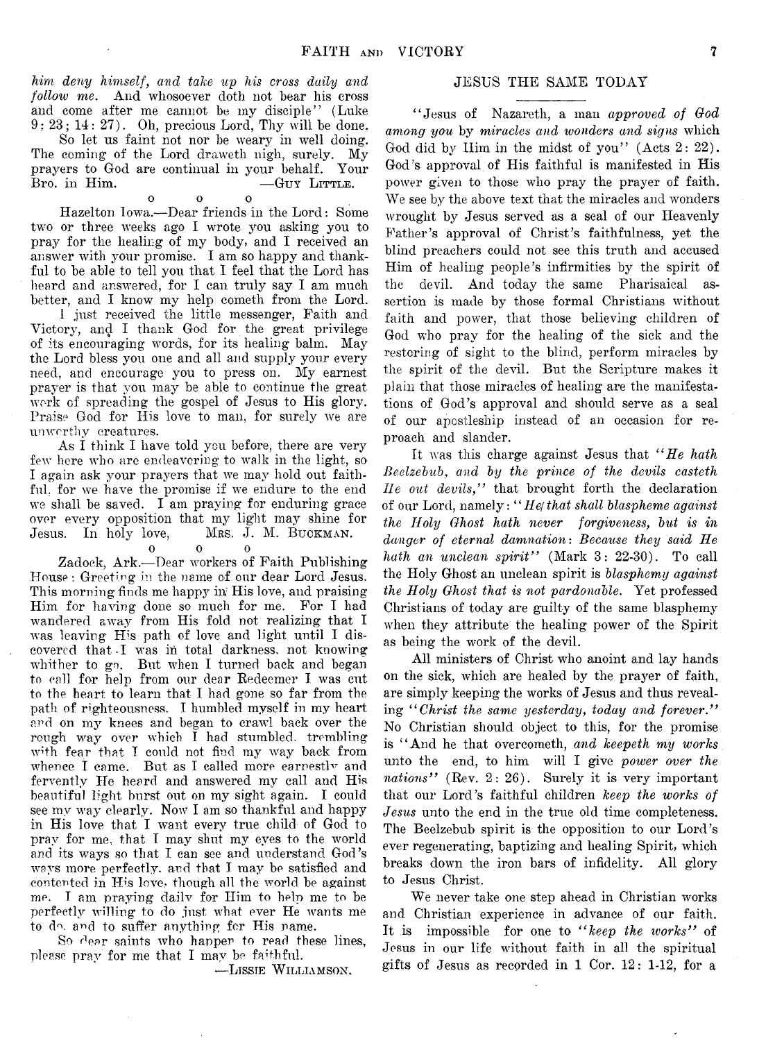*him deny himself, and take up his cross daily and follow me.* And whosoever doth not bear his cross and come after me cannot be my disciple" (Luke 9: 23; 14: 27). Oh, precious Lord, Thy will be done.

So let us faint not nor be weary in well doing. The coming of the Lord draweth nigh, surely. My prayers to God are continual in your behalf. Your Bro. in Him. —GUY LITTLE.

o o o

Hazelton Iowa.—Dear friends in the Lord: Some two or three weeks ago I wrote you asking you to pray for the healing of my body, and I received an answer with your promise. I am so happy and thankful to be able to tell you that I feel that the Lord has heard and answered, for I can truly say I am much better, and I know my help cometh from the Lord.

I just received the little messenger, Faith and Victory, and I thank God for the great privilege of its encouraging words, for its healing balm. May the Lord bless you one and all and supply your every need, and encourage you to press on. My earnest prayer is that you may be able to continue the great work of spreading the gospel of Jesus to His glory. Praise God for His love to man, for surely we are unworthy creatures.

As I think I have told you before, there are very few here who are endeavoring to walk in the light, so I again ask your prayers that we may hold out faithful, for we have the promise if we endure to the end we shall be saved. I am praying for enduring grace over every opposition that my light may shine for Jesus. In holy love, MRS. J. M. BUCKMAN.

o o o

Zadock, Ark.—Dear workers of Faith Publishing House: Greeting in the name of our dear Lord Jesus. This morning finds me happy in His love, and praising Him for having done so much for me. For I had wandered away from His fold not realizing that I was leaving His path of love and light until I discovered that I was in total darkness, not knowing whither to go. But when I turned back and began to call for help from our dear Redeemer I was cut to the heart to learn that I had gone so far from the path of righteousness. I humbled myself in my heart and on my knees and began to crawl back over the rough way over which I had stumbled, trembling with fear that I could not find my way back from whence I came. But as I called more earnestly and fervently He heard and answered my call and His beautiful light burst out on my sight again. I could see my way clearly. Now I am so thankful and happy in His love that I want every true child of God to pray for me, that I may shut my eyes to the world and its ways so that I can see and understand God's ways more perfectly, and that I may be satisfied and contented in His love, though all the world be against me. I am praying daily for Him to help me to be perfectly willing to do just what ever He wants me to do, and to suffer anything for His name.

So dear saints who happen to read these lines, please pray for me that I may be faithful.

—LISSIE WILLIAMSON.

## JESUS THE SAME TODAY

"Jesus of Nazareth, a man *approved of God among you* by *miracles and wonders and signs* which God did by Him in the midst of you" (Acts 2: 22). God's approval of His faithful is manifested in His power given to those who pray the prayer of faith. We see by the above text that the miracles and wonders wrought by Jesus served as a seal of our Heavenly Father's approval of Christ's faithfulness, yet the blind preachers could not see this truth and accused Him of healing people's infirmities by the spirit of the devil. And today the same Pharisaical assertion is made by those formal Christians without faith and power, that those believing children of God who pray for the healing of the sick and the restoring of sight to the blind, perform miracles by the spirit of the devil. But the Scripture makes it plain that those miracles of healing are the manifestations of God's approval and should serve as a seal of our apostleship instead of an occasion for reproach and slander.

It was this charge against Jesus that "*He hath Beelzebub, and by the prince of the devils casteth He out devils,*" that brought forth the declaration of our Lord, namely: "*He that shall blaspheme against the Holy Ghost hath never forgiveness, but is in danger of eternal damnation: Because they said He hath an unclean spirit*" (Mark 3: 22-30). To call the Holy Ghost an unclean spirit is *blasphemy against the Holy Ghost that is not pardonable.* Yet professed Christians of today are guilty of the same blasphemy when they attribute the healing power of the Spirit as being the work of the devil.

All ministers of Christ who anoint and lay hands on the sick, which are healed by the prayer of faith, are simply keeping the works of Jesus and thus revealing "*Christ the same yesterday, today and forever.*" No Christian should object to this, for the promise is "And he that overcometh, *and keepeth my works* unto the end, to him will I give *power over the nations*" (Rev. 2: 26). Surely it is very important that our Lord's faithful children *keep the works of Jesus* unto the end in the true old time completeness. The Beelzebub spirit is the opposition to our Lord's ever regenerating, baptizing and healing Spirit, which breaks down the iron bars of infidelity. All glory to Jesus Christ.

We never take one step ahead in Christian works and Christian experience in advance of our faith. It is impossible for one to "*keep the works*" of Jesus in our life without faith in all the spiritual gifts of Jesus as recorded in 1 Cor. 12: 1-12, for a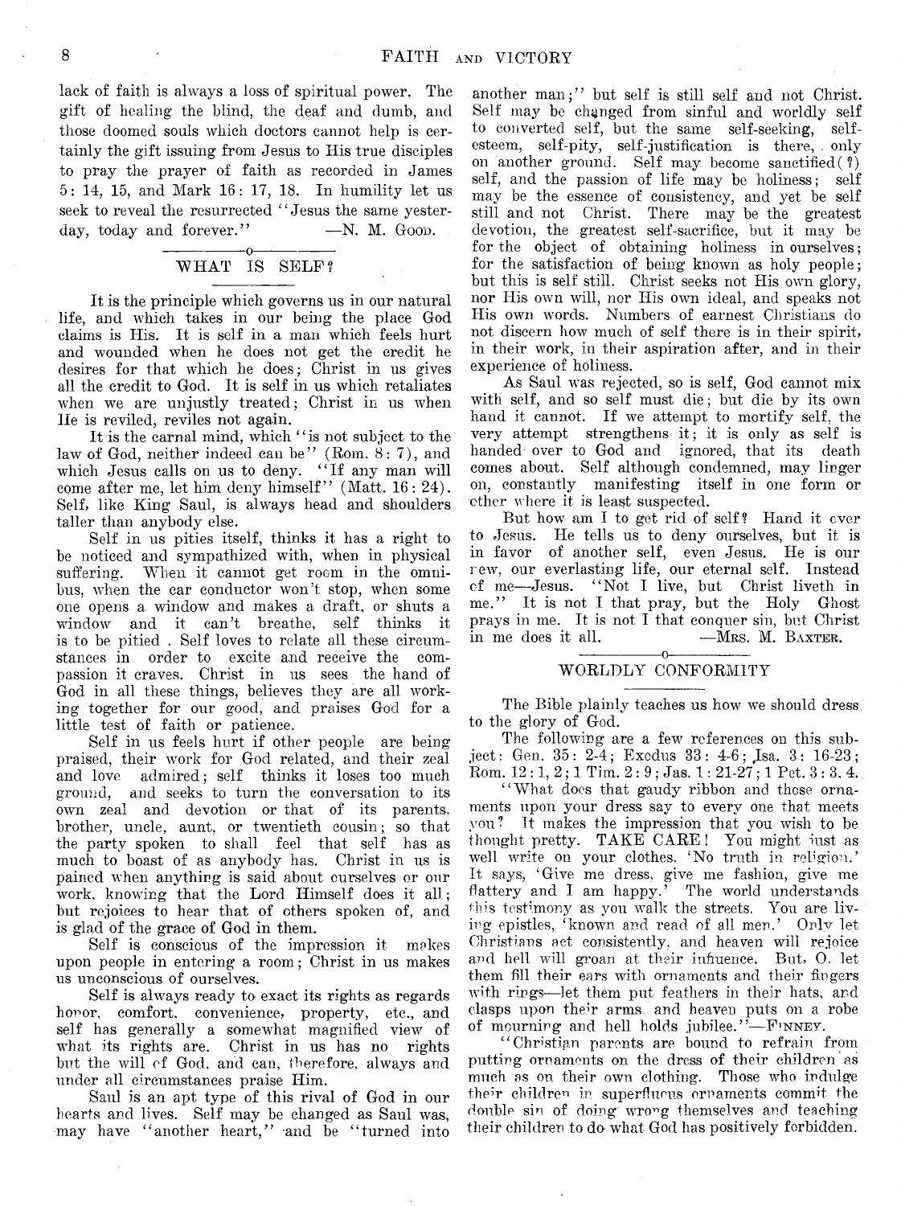lack of faith is always a loss of spiritual power. The gift of healing the blind, the deaf and dumb, and those doomed souls which doctors cannot help is certainly the gift issuing from Jesus to His true disciples to pray the prayer of faith as recorded in James 5: 14, 15, and Mark 16: 17, 18. In humility let us seek to reveal the resurrected "Jesus the same yesterday, today and forever." —N. M. Good.

## WHAT IS SELF?

It is the principle which governs us in our natural life, and which takes in our being the place God claims is His. It is self in a man which feels hurt and wounded when he does not get the credit he desires for that which he does; Christ in us gives all the credit to God. It is self in us which retaliates when we are unjustly treated; Christ in us when He is reviled, reviles not again.

It is the carnal mind, which "is not subject to the law of God, neither indeed can be" (Rom. 8: 7), and which Jesus calls on us to deny. "If any man will come after me, let him deny himself" (Matt. 16: 24). Self, like King Saul, is always head and shoulders taller than anybody else.

Self in us pities itself, thinks it has a right to be noticed and sympathized with, when in physical suffering. When it cannot get room in the omnibus, when the car conductor won't stop, when some one opens a window and makes a draft, or shuts a window and it can't breathe, self thinks it is to be pitied . Self loves to relate all these circumstances in order to excite and receive the compassion it craves. Christ in us sees the hand of God in all these things, believes they are all working together for our good, and praises God for a little test of faith or patience.

Self in us feels hurt if other people are being praised, their work for God related, and their zeal and love admired; self thinks it loses too much ground, and seeks to turn the conversation to its own zeal and devotion or that of its parents, brother, uncle, aunt, or twentieth cousin; so that the party spoken to shall feel that self has as much to boast of as anybody has. Christ in us is pained when anything is said about ourselves or our work, knowing that the Lord Himself does it all; but rejoices to hear that of others spoken of, and is glad of the grace of God in them.

Self is conscious of the impression it makes upon people in entering a room; Christ in us makes us unconscious of ourselves.

Self is always ready to exact its rights as regards honor, comfort, convenience, property, etc., and self has generally a somewhat magnified view of what its rights are. Christ in us has no rights but the will of God, and can, therefore, always and under all circumstances praise Him.

Saul is an apt type of this rival of God in our hearts and lives. Self may be changed as Saul was, may have "another heart," and be "turned into another man;" but self is still self and not Christ. Self may be changed from sinful and worldly self to converted self, but the same self-seeking, self-esteem, self-pity, self-justification is there, only on another ground. Self may become sanctified(?) self, and the passion of life may be holiness; self may be the essence of consistency, and yet be self still and not Christ. There may be the greatest devotion, the greatest self-sacrifice, but it may be for the object of obtaining holiness in ourselves; for the satisfaction of being known as holy people; but this is self still. Christ seeks not His own glory, nor His own will, nor His own ideal, and speaks not His own words. Numbers of earnest Christians do not discern how much of self there is in their spirit, in their work, in their aspiration after, and in their experience of holiness.

As Saul was rejected, so is self, God cannot mix with self, and so self must die; but die by its own hand it cannot. If we attempt to mortify self, the very attempt strengthens it; it is only as self is handed over to God and ignored, that its death comes about. Self although condemned, may linger on, constantly manifesting itself in one form or other where it is least suspected.

But how am I to get rid of self? Hand it over to Jesus. He tells us to deny ourselves, but it is in favor of another self, even Jesus. He is our new, our everlasting life, our eternal self. Instead of me—Jesus. "Not I live, but Christ liveth in me." It is not I that pray, but the Holy Ghost prays in me. It is not I that conquer sin, but Christ in me does it all. —Mrs. M. Baxter.

## WORLDLY CONFORMITY

The Bible plainly teaches us how we should dress to the glory of God.

The following are a few references on this subject: Gen. 35: 2-4; Exodus 33: 4-6; Isa. 3: 16-23; Rom. 12: 1, 2; 1 Tim. 2: 9; Jas. 1: 21-27; 1 Pet. 3: 3. 4.

"What does that gaudy ribbon and those ornaments upon your dress say to every one that meets you? It makes the impression that you wish to be thought pretty. TAKE CARE! You might just as well write on your clothes. 'No truth in religion.' It says, 'Give me dress, give me fashion, give me flattery and I am happy.' The world understands this testimony as you walk the streets. You are living epistles, 'known and read of all men.' Only let Christians act consistently, and heaven will rejoice and hell will groan at their influence. But, O. let them fill their ears with ornaments and their fingers with rings—let them put feathers in their hats, and clasps upon their arms, and heaven puts on a robe of mourning and hell holds jubilee."—Finney.

"Christian parents are bound to refrain from putting ornaments on the dress of their children as much as on their own clothing. Those who indulge their children in superfluous ornaments commit the double sin of doing wrong themselves and teaching their children to do what God has positively forbidden.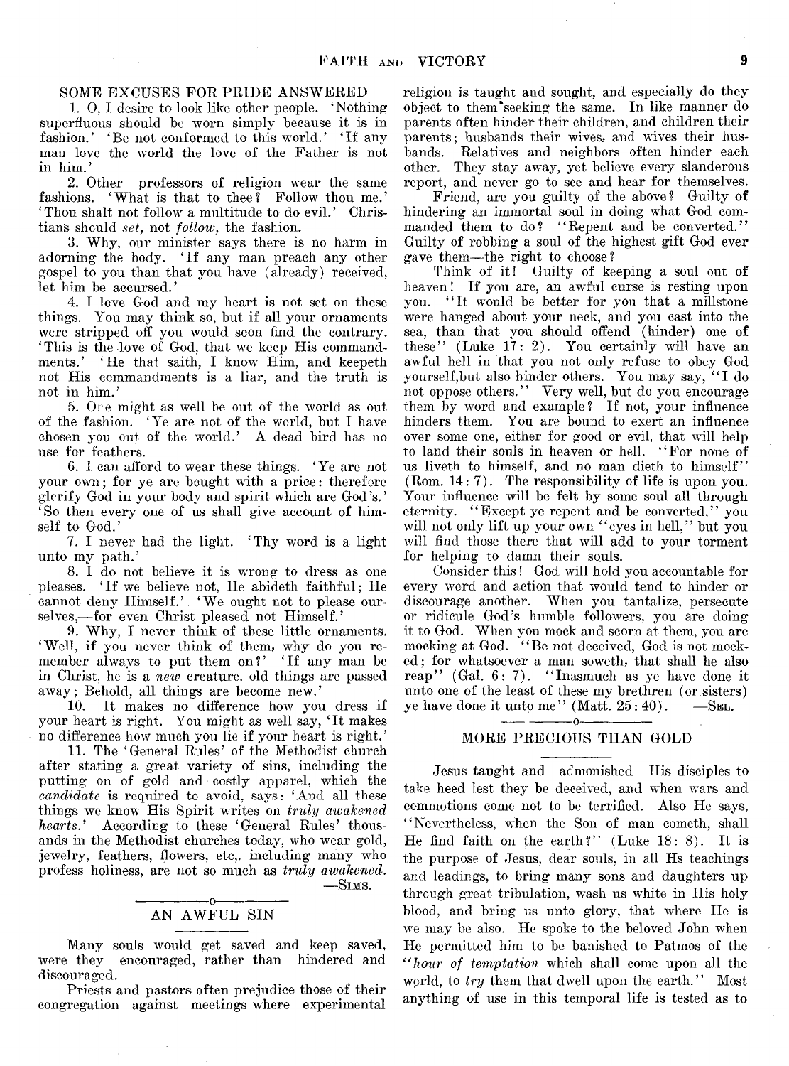## SOME EXCUSES FOR PRIDE ANSWERED

1. O, I desire to look like other people. 'Nothing superfluous should be worn simply because it is in fashion.' 'Be not conformed to this world.' 'If any man love the world the love of the Father is not in him.'

2. Other professors of religion wear the same fashions. 'What is that to thee? Follow thou me.' 'Thou shalt not follow a multitude to do evil.' Christians should *set*, not *follow*, the fashion.

3. Why, our minister says there is no harm in adorning the body. 'If any man preach any other gospel to you than that you have (already) received, let him be accursed.'

4. I love God and my heart is not set on these things. You may think so, but if all your ornaments were stripped off you would soon find the contrary. 'This is the love of God, that we keep His commandments.' 'He that saith, I know Him, and keepeth not His commandments is a liar, and the truth is not in him.'

5. One might as well be out of the world as out of the fashion. 'Ye are not of the world, but I have chosen you out of the world.' A dead bird has no use for feathers.

6. I can afford to wear these things. 'Ye are not your own; for ye are bought with a price: therefore glorify God in your body and spirit which are God's.' 'So then every one of us shall give account of himself to God.'

7. I never had the light. 'Thy word is a light unto my path.'

8. I do not believe it is wrong to dress as one pleases. 'If we believe not, He abideth faithful; He cannot deny Himself.' 'We ought not to please ourselves,—for even Christ pleased not Himself.'

9. Why, I never think of these little ornaments. 'Well, if you never think of them, why do you remember always to put them on?' 'If any man be in Christ, he is a *new* creature. old things are passed away; Behold, all things are become new.'

10. It makes no difference how you dress if your heart is right. You might as well say, 'It makes no difference how much you lie if your heart is right.'

11. The 'General Rules' of the Methodist church after stating a great variety of sins, including the putting on of gold and costly apparel, which the *candidate* is required to avoid, says: 'And all these things we know His Spirit writes on *truly awakened hearts*.' According to these 'General Rules' thousands in the Methodist churches today, who wear gold, jewelry, feathers, flowers, etc,. including many who profess holiness, are not so much as *truly awakened*.

—SIMS.

## AN AWFUL SIN

Many souls would get saved and keep saved, were they encouraged, rather than hindered and discouraged.

Priests and pastors often prejudice those of their congregation against meetings where experimental religion is taught and sought, and especially do they object to them seeking the same. In like manner do parents often hinder their children, and children their parents; husbands their wives, and wives their husbands. Relatives and neighbors often hinder each other. They stay away, yet believe every slanderous report, and never go to see and hear for themselves.

Friend, are you guilty of the above? Guilty of hindering an immortal soul in doing what God commanded them to do? "Repent and be converted." Guilty of robbing a soul of the highest gift God ever gave them—the right to choose?

Think of it! Guilty of keeping a soul out of heaven! If you are, an awful curse is resting upon you. "It would be better for you that a millstone were hanged about your neck, and you cast into the sea, than that you should offend (hinder) one of these" (Luke 17: 2). You certainly will have an awful hell in that you not only refuse to obey God yourself,but also hinder others. You may say, "I do not oppose others." Very well, but do you encourage them by word and example? If not, your influence hinders them. You are bound to exert an influence over some one, either for good or evil, that will help to land their souls in heaven or hell. "For none of us liveth to himself, and no man dieth to himself" (Rom. 14: 7). The responsibility of life is upon you. Your influence will be felt by some soul all through eternity. "Except ye repent and be converted," you will not only lift up your own "eyes in hell," but you will find those there that will add to your torment for helping to damn their souls.

Consider this! God will hold you accountable for every word and action that would tend to hinder or discourage another. When you tantalize, persecute or ridicule God's humble followers, you are doing it to God. When you mock and scorn at them, you are mocking at God. "Be not deceived, God is not mocked; for whatsoever a man soweth, that shall he also reap" (Gal. 6: 7). "Inasmuch as ye have done it unto one of the least of these my brethren (or sisters) ye have done it unto me" (Matt. 25: 40). —SEL.

## MORE PRECIOUS THAN GOLD

Jesus taught and admonished His disciples to take heed lest they be deceived, and when wars and commotions come not to be terrified. Also He says, "Nevertheless, when the Son of man cometh, shall He find faith on the earth?" (Luke 18: 8). It is the purpose of Jesus, dear souls, in all Hs teachings and leadings, to bring many sons and daughters up through great tribulation, wash us white in His holy blood, and bring us unto glory, that where He is we may be also. He spoke to the beloved John when He permitted him to be banished to Patmos of the "*hour of temptation* which shall come upon all the world, to *try* them that dwell upon the earth." Most anything of use in this temporal life is tested as to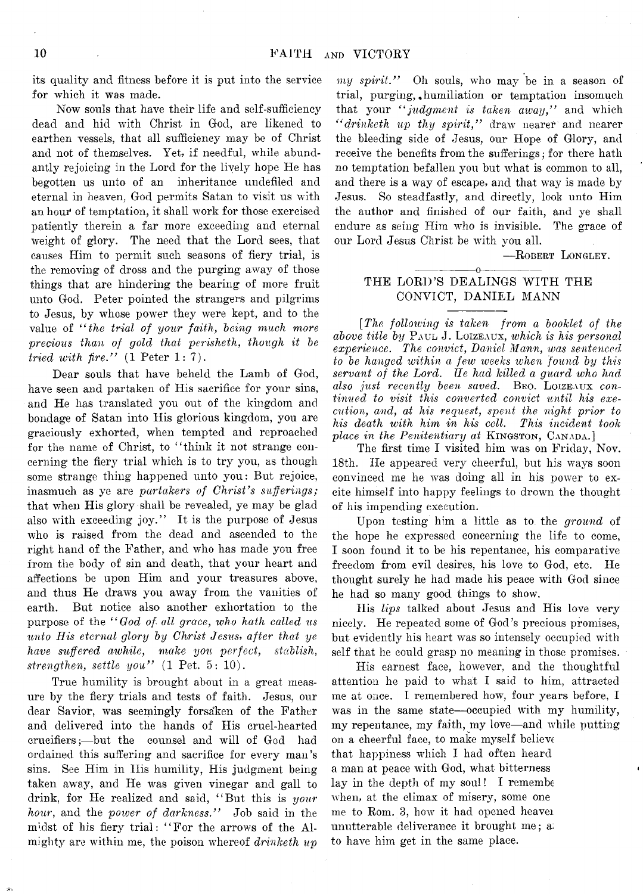its quality and fitness before it is put into the service for which it was made.

Now souls that have their life and self-sufficiency dead and hid with Christ in God, are likened to earthen vessels, that all sufficiency may be of Christ and not of themselves. Yet, if needful, while abundantly rejoicing in the Lord for the lively hope He has begotten us unto of an inheritance undefiled and eternal in heaven, God permits Satan to visit us with an hour of temptation, it shall work for those exercised patiently therein a far more exceeding and eternal weight of glory. The need that the Lord sees, that causes Him to permit such seasons of fiery trial, is the removing of dross and the purging away of those things that are hindering the bearing of more fruit unto God. Peter pointed the strangers and pilgrims to Jesus, by whose power they were kept, and to the value of *"the trial of your faith, being much more precious than of gold that perisheth, though it be tried with fire."* (1 Peter 1: 7).

Dear souls that have beheld the Lamb of God, have seen and partaken of His sacrifice for your sins, and He has translated you out of the kingdom and bondage of Satan into His glorious kingdom, you are graciously exhorted, when tempted and reproached for the name of Christ, to "think it not strange concerning the fiery trial which is to try you, as though some strange thing happened unto you: But rejoice, inasmuch as ye are *partakers of Christ's sufferings;* that when His glory shall be revealed, ye may be glad also with exceeding joy." It is the purpose of Jesus who is raised from the dead and ascended to the right hand of the Father, and who has made you free from the body of sin and death, that your heart and affections be upon Him and your treasures above, and thus He draws you away from the vanities of earth. But notice also another exhortation to the purpose of the *"God of all grace, who hath called us unto His eternal glory by Christ Jesus, after that ye have suffered awhile, make you perfect, stablish, strengthen, settle you"* (1 Pet. 5: 10).

True humility is brought about in a great measure by the fiery trials and tests of faith. Jesus, our dear Savior, was seemingly forsaken of the Father and delivered into the hands of His cruel-hearted crucifiers;—but the counsel and will of God had ordained this suffering and sacrifice for every man's sins. See Him in His humility, His judgment being taken away, and He was given vinegar and gall to drink, for He realized and said, "But this is *your hour*, and the *power of darkness.*" Job said in the midst of his fiery trial: "For the arrows of the Almighty are within me, the poison whereof *drinketh up my spirit.*" Oh souls, who may be in a season of trial, purging, humiliation or temptation insomuch that your *"judgment is taken away,"* and which *"drinketh up thy spirit,"* draw nearer and nearer the bleeding side of Jesus, our Hope of Glory, and receive the benefits from the sufferings; for there hath no temptation befallen you but what is common to all, and there is a way of escape, and that way is made by Jesus. So steadfastly, and directly, look unto Him the author and finished of our faith, and ye shall endure as seing Him who is invisible. The grace of our Lord Jesus Christ be with you all.

—Robert Longley.

## THE LORD'S DEALINGS WITH THE CONVICT, DANIEL MANN

*[The following is taken from a booklet of the above title by* Paul J. Loizeaux, *which is his personal experience. The convict, Daniel Mann, was sentenced to be hanged within a few weeks when found by this servant of the Lord. He had killed a guard who had also just recently been saved.* Bro. Loizeaux *continued to visit this converted convict until his execution, and, at his request, spent the night prior to his death with him in his cell. This incident took place in the Penitentiary at* Kingston, Canada.]

The first time I visited him was on Friday, Nov. 18th. He appeared very cheerful, but his ways soon convinced me he was doing all in his power to excite himself into happy feelings to drown the thought of his impending execution.

Upon testing him a little as to the *ground* of the hope he expressed concerning the life to come, I soon found it to be his repentance, his comparative freedom from evil desires, his love to God, etc. He thought surely he had made his peace with God since he had so many good things to show.

His *lips* talked about Jesus and His love very nicely. He repeated some of God's precious promises, but evidently his heart was so intensely occupied with self that he could grasp no meaning in those promises.

His earnest face, however, and the thoughtful attention he paid to what I said to him, attracted me at once. I remembered how, four years before, I was in the same state—occupied with my humility, my repentance, my faith, my love—and while putting on a cheerful face, to make myself believe that happiness which I had often heard a man at peace with God, what bitterness lay in the depth of my soul! I remembe when, at the climax of misery, some one me to Rom. 3, how it had opened heaven unutterable deliverance it brought me; a to have him get in the same place.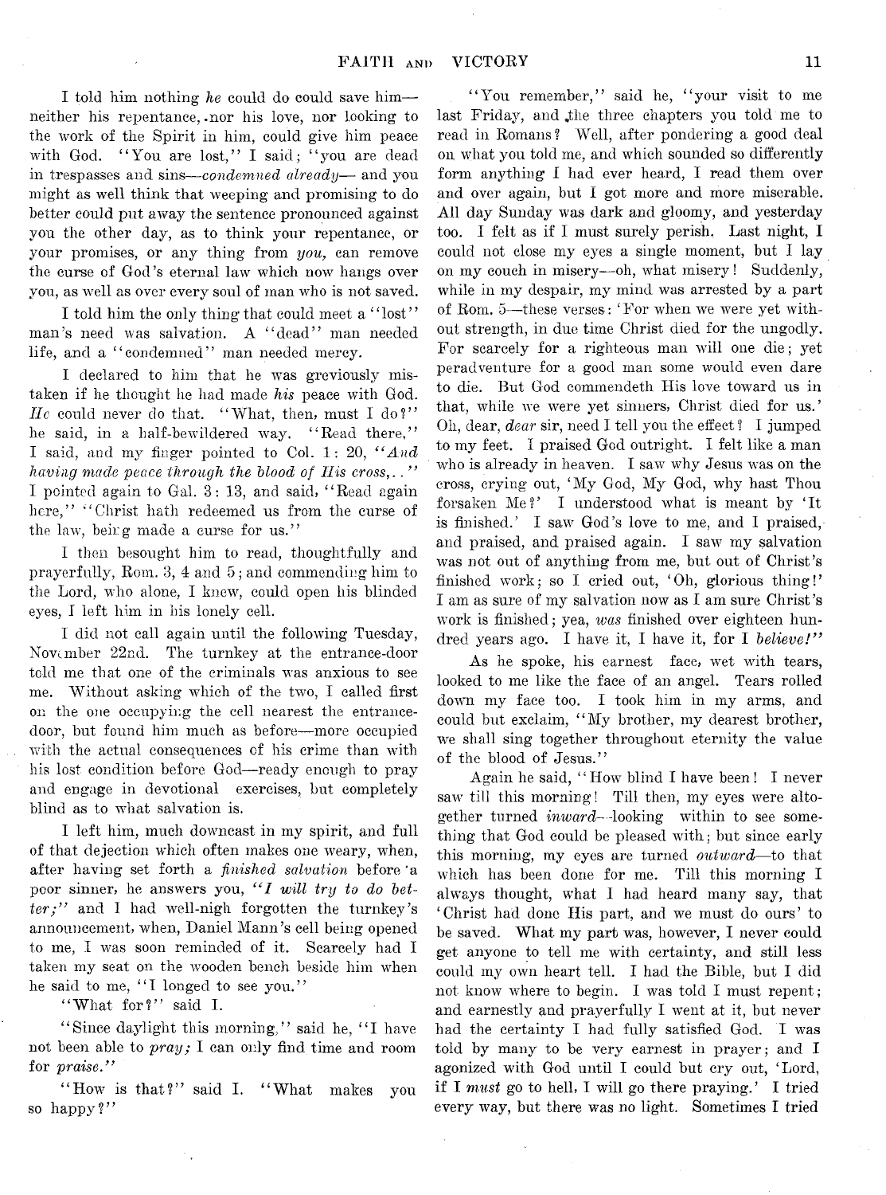I told him nothing *he* could do could save him—neither his repentance, nor his love, nor looking to the work of the Spirit in him, could give him peace with God. "You are lost," I said; "you are dead in trespasses and sins—*condemned already*— and you might as well think that weeping and promising to do better could put away the sentence pronounced against you the other day, as to think your repentance, or your promises, or any thing from *you,* can remove the curse of God's eternal law which now hangs over you, as well as over every soul of man who is not saved.

I told him the only thing that could meet a "lost" man's need was salvation. A "dead" man needed life, and a "condemned" man needed mercy.

I declared to him that he was greviously mistaken if he thought he had made *his* peace with God. *He* could never do that. "What, then, must I do?" he said, in a half-bewildered way. "Read there," I said, and my finger pointed to Col. 1: 20, "*And having made peace through the blood of His cross,..*" I pointed again to Gal. 3: 13, and said, "Read again here," "Christ hath redeemed us from the curse of the law, being made a curse for us."

I then besought him to read, thoughtfully and prayerfully, Rom. 3, 4 and 5; and commending him to the Lord, who alone, I knew, could open his blinded eyes, I left him in his lonely cell.

I did not call again until the following Tuesday, November 22nd. The turnkey at the entrance-door told me that one of the criminals was anxious to see me. Without asking which of the two, I called first on the one occupying the cell nearest the entrance-door, but found him much as before—more occupied with the actual consequences of his crime than with his lost condition before God—ready enough to pray and engage in devotional exercises, but completely blind as to what salvation is.

I left him, much downcast in my spirit, and full of that dejection which often makes one weary, when, after having set forth a *finished salvation* before a poor sinner, he answers you, "*I will try to do better;*" and I had well-nigh forgotten the turnkey's announcement, when, Daniel Mann's cell being opened to me, I was soon reminded of it. Scarcely had I taken my seat on the wooden bench beside him when he said to me, "I longed to see you."

"What for?" said I.

"Since daylight this morning," said he, "I have not been able to *pray;* I can only find time and room for *praise.*"

"How is that?" said I. "What makes you so happy?"

"You remember," said he, "your visit to me last Friday, and the three chapters you told me to read in Romans? Well, after pondering a good deal on what you told me, and which sounded so differently form anything I had ever heard, I read them over and over again, but I got more and more miserable. All day Sunday was dark and gloomy, and yesterday too. I felt as if I must surely perish. Last night, I could not close my eyes a single moment, but I lay on my couch in misery—oh, what misery! Suddenly, while in my despair, my mind was arrested by a part of Rom. 5—these verses: 'For when we were yet without strength, in due time Christ died for the ungodly. For scarcely for a righteous man will one die; yet peradventure for a good man some would even dare to die. But God commendeth His love toward us in that, while we were yet sinners, Christ died for us.' Oh, dear, *dear* sir, need I tell you the effect? I jumped to my feet. I praised God outright. I felt like a man who is already in heaven. I saw why Jesus was on the cross, crying out, 'My God, My God, why hast Thou forsaken Me?' I understood what is meant by 'It is finished.' I saw God's love to me, and I praised, and praised, and praised again. I saw my salvation was not out of anything from me, but out of Christ's finished work; so I cried out, 'Oh, glorious thing!' I am as sure of my salvation now as I am sure Christ's work is finished; yea, *was* finished over eighteen hundred years ago. I have it, I have it, for I *believe!*"

As he spoke, his earnest face, wet with tears, looked to me like the face of an angel. Tears rolled down my face too. I took him in my arms, and could but exclaim, "My brother, my dearest brother, we shall sing together throughout eternity the value of the blood of Jesus."

Again he said, "How blind I have been! I never saw till this morning! Till then, my eyes were altogether turned *inward*—looking within to see something that God could be pleased with; but since early this morning, my eyes are turned *outward*—to that which has been done for me. Till this morning I always thought, what I had heard many say, that 'Christ had done His part, and we must do ours' to be saved. What my part was, however, I never could get anyone to tell me with certainty, and still less could my own heart tell. I had the Bible, but I did not know where to begin. I was told I must repent; and earnestly and prayerfully I went at it, but never had the certainty I had fully satisfied God. I was told by many to be very earnest in prayer; and I agonized with God until I could but cry out, 'Lord, if I *must* go to hell, I will go there praying.' I tried every way, but there was no light. Sometimes I tried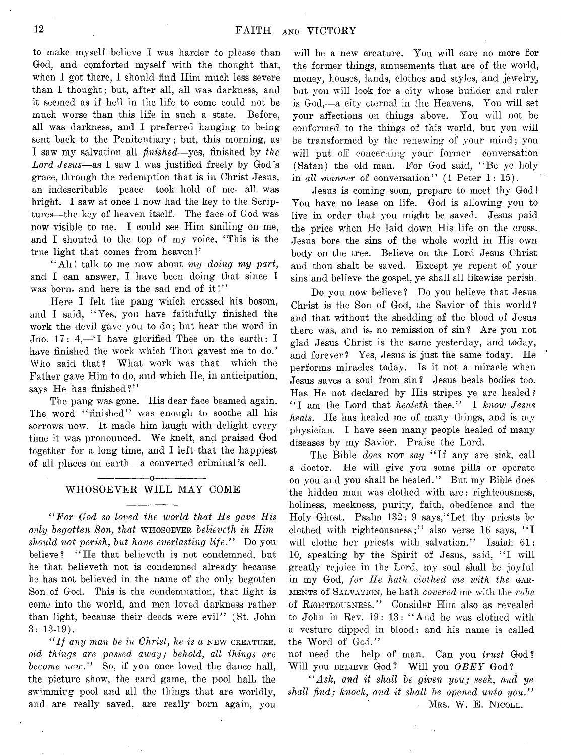to make myself believe I was harder to please than God, and comforted myself with the thought that, when I got there, I should find Him much less severe than I thought; but, after all, all was darkness, and it seemed as if hell in the life to come could not be much worse than this life in such a state. Before, all was darkness, and I preferred hanging to being sent back to the Penitentiary; but, this morning, as I saw my salvation all *finished*—yes, finished by *the Lord Jesus*—as I saw I was justified freely by God's grace, through the redemption that is in Christ Jesus, an indescribable peace took hold of me—all was bright. I saw at once I now had the key to the Scriptures—the key of heaven itself. The face of God was now visible to me. I could see Him smiling on me, and I shouted to the top of my voice, 'This is the true light that comes from heaven!'

"Ah! talk to me now about *my doing my part,* and I can answer, I have been doing that since I was born, and here is the sad end of it!"

Here I felt the pang which crossed his bosom, and I said, "Yes, you have faithfully finished the work the devil gave you to do; but hear the word in Jno. 17: 4,—'I have glorified Thee on the earth: I have finished the work which Thou gavest me to do.' Who said that? What work was that which the Father gave Him to do, and which He, in anticipation, says He has finished?"

The pang was gone. His dear face beamed again. The word "finished" was enough to soothe all his sorrows now. It made him laugh with delight every time it was pronounced. We knelt, and praised God together for a long time, and I left that the happiest of all places on earth—a converted criminal's cell.

## WHOSOEVER WILL MAY COME

*"For God so loved the world that He gave His only begotten Son, that* WHOSOEVER *believeth in Him should not perish, but have everlasting life."* Do you believe? "He that believeth is not condemned, but he that believeth not is condemned already because he has not believed in the name of the only begotten Son of God. This is the condemnation, that light is come into the world, and men loved darkness rather than light, because their deeds were evil" (St. John 3: 13-19).

*"If any man be in Christ, he is a* NEW CREATURE, *old things are passed away; behold, all things are become new."* So, if you once loved the dance hall, the picture show, the card game, the pool hall, the swimming pool and all the things that are worldly, and are really saved, are really born again, you will be a new creature. You will care no more for the former things, amusements that are of the world, money, houses, lands, clothes and styles, and jewelry, but you will look for a city whose builder and ruler is God,—a city eternal in the Heavens. You will set your affections on things above. You will not be conformed to the things of this world, but you will be transformed by the renewing of your mind; you will put off concerning your former conversation (Satan) the old man. For God said, "Be ye holy in *all manner* of conversation" (1 Peter 1: 15).

Jesus is coming soon, prepare to meet thy God! You have no lease on life. God is allowing you to live in order that you might be saved. Jesus paid the price when He laid down His life on the cross. Jesus bore the sins of the whole world in His own body on the tree. Believe on the Lord Jesus Christ and thou shalt be saved. Except ye repent of your sins and believe the gospel, ye shall all likewise perish.

Do you now believe? Do you believe that Jesus Christ is the Son of God, the Savior of this world? and that without the shedding of the blood of Jesus there was, and is, no remission of sin? Are you not glad Jesus Christ is the same yesterday, and today, and forever? Yes, Jesus is just the same today. He performs miracles today. Is it not a miracle when Jesus saves a soul from sin? Jesus heals bodies too. Has He not declared by His stripes ye are healed? "I am the Lord that *healeth* thee." I *know Jesus heals.* He has healed me of many things, and is my physician. I have seen many people healed of many diseases by my Savior. Praise the Lord.

The Bible *does* NOT *say* "If any are sick, call a doctor. He will give you some pills or operate on you and you shall be healed." But my Bible does the hidden man was clothed with are: righteousness, holiness, meekness, purity, faith, obedience and the Holy Ghost. Psalm 132: 9 says, "Let thy priests be clothed with righteousness;" also verse 16 says, "I will clothe her priests with salvation." Isaiah 61: 10, speaking by the Spirit of Jesus, said, "I will greatly rejoice in the Lord, my soul shall be joyful in my God, *for He hath clothed me with the* GARMENTS of SALVATION, he hath *covered* me with the *robe* of RIGHTEOUSNESS." Consider Him also as revealed to John in Rev. 19: 13: "And he was clothed with a vesture dipped in blood: and his name is called the Word of God."

not need the help of man. Can you *trust* God? Will you BELIEVE God? Will you *OBEY* God?

*"Ask, and it shall be given you; seek, and ye shall find; knock, and it shall be opened unto you."*

—MRS. W. E. NICOLL.